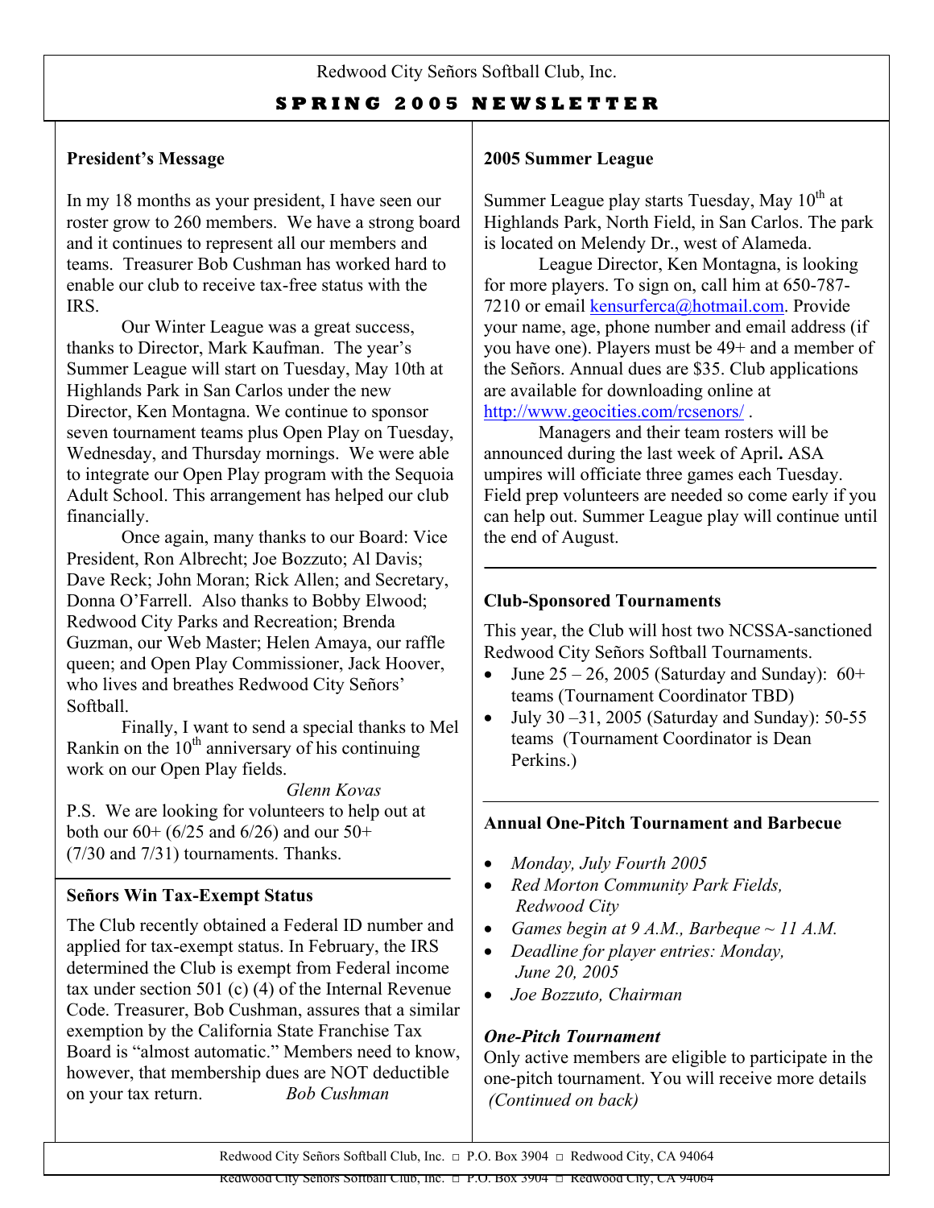Redwood City Señors Softball Club, Inc.

# SPRING 2005 NEWSLETTER

## President's Message

In my 18 months as your president, I have seen our roster grow to 260 members. We have a strong board and it continues to represent all our members and teams. Treasurer Bob Cushman has worked hard to enable our club to receive tax-free status with the IRS.

Our Winter League was a great success, thanks to Director, Mark Kaufman. The year's Summer League will start on Tuesday, May 10th at Highlands Park in San Carlos under the new Director, Ken Montagna. We continue to sponsor seven tournament teams plus Open Play on Tuesday, Wednesday, and Thursday mornings. We were able to integrate our Open Play program with the Sequoia Adult School. This arrangement has helped our club financially.

Once again, many thanks to our Board: Vice President, Ron Albrecht; Joe Bozzuto; Al Davis; Dave Reck; John Moran; Rick Allen; and Secretary, Donna O'Farrell. Also thanks to Bobby Elwood; Redwood City Parks and Recreation; Brenda Guzman, our Web Master; Helen Amaya, our raffle queen; and Open Play Commissioner, Jack Hoover, who lives and breathes Redwood City Señors' Softball.

Finally, I want to send a special thanks to Mel Rankin on the 10th anniversary of his continuing work on our Open Play fields.

*Glenn Kovas*

P.S. We are looking for volunteers to help out at both our 60+ (6/25 and 6/26) and our 50+ (7/30 and 7/31) tournaments. Thanks.

## Señors Win Tax-Exempt Status

The Club recently obtained a Federal ID number and applied for tax-exempt status. In February, the IRS determined the Club is exempt from Federal income tax under section 501 (c) (4) of the Internal Revenue Code. Treasurer, Bob Cushman, assures that a similar exemption by the California State Franchise Tax Board is "almost automatic." Members need to know, however, that membership dues are NOT deductible on your tax return. *Bob Cushman*

## 2005 Summer League

Summer League play starts Tuesday, May 10th at Highlands Park, North Field, in San Carlos. The park is located on Melendy Dr., west of Alameda.

League Director, Ken Montagna, is looking for more players. To sign on, call him at 650-787-7210 or email kensurferca@hotmail.com. Provide your name, age, phone number and email address (if you have one). Players must be 49+ and a member of the Señors. Annual dues are $35. Club applications are available for downloading online at http://www.geocities.com/rcsenors/ .

Managers and their team rosters will be announced during the last week of April**.** ASA umpires will officiate three games each Tuesday. Field prep volunteers are needed so come early if you can help out. Summer League play will continue until the end of August.

## Club-Sponsored Tournaments

This year, the Club will host two NCSSA-sanctioned Redwood City Señors Softball Tournaments.

- June 25 – 26, 2005 (Saturday and Sunday): 60+ teams (Tournament Coordinator TBD)
- July 30 –31, 2005 (Saturday and Sunday): 50-55 teams (Tournament Coordinator is Dean Perkins.)

## Annual One-Pitch Tournament and Barbecue

- *Monday, July Fourth 2005*
- *Red Morton Community Park Fields, Redwood City*
- *Games begin at 9 A.M., Barbeque ~ 11 A.M.*
- *Deadline for player entries: Monday, June 20, 2005*
- *Joe Bozzuto, Chairman*

### *One-Pitch Tournament*

Only active members are eligible to participate in the one-pitch tournament. You will receive more details *(Continued on back)*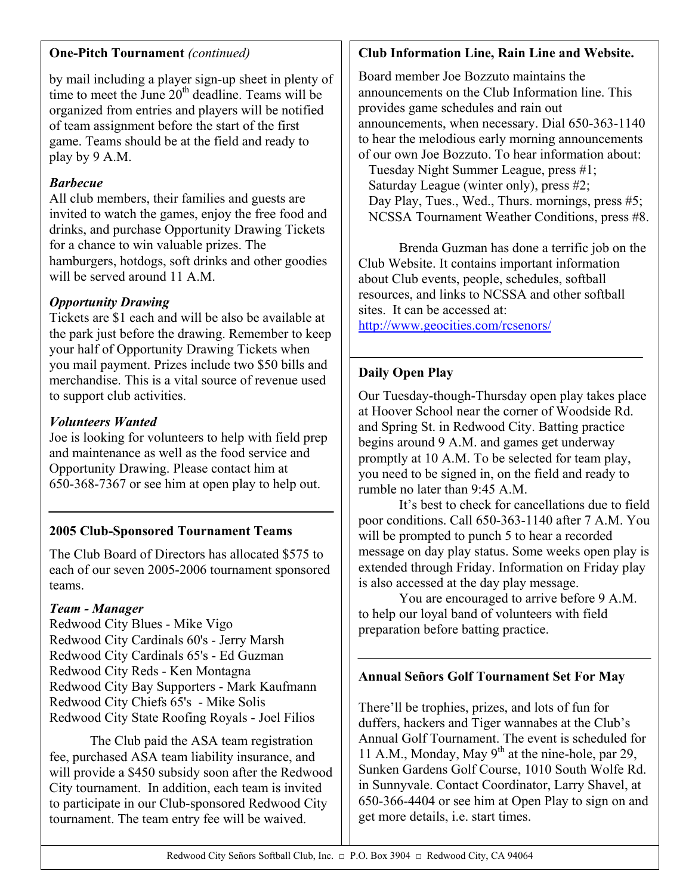### One-Pitch Tournament *(continued)*

by mail including a player sign-up sheet in plenty of time to meet the June 20th deadline. Teams will be organized from entries and players will be notified of team assignment before the start of the first game. Teams should be at the field and ready to play by 9 A.M.

***Barbecue***

All club members, their families and guests are invited to watch the games, enjoy the free food and drinks, and purchase Opportunity Drawing Tickets for a chance to win valuable prizes. The hamburgers, hotdogs, soft drinks and other goodies will be served around 11 A.M.

***Opportunity Drawing***

Tickets are $1 each and will be also be available at the park just before the drawing. Remember to keep your half of Opportunity Drawing Tickets when you mail payment. Prizes include two $50 bills and merchandise. This is a vital source of revenue used to support club activities.

***Volunteers Wanted***

Joe is looking for volunteers to help with field prep and maintenance as well as the food service and Opportunity Drawing. Please contact him at 650-368-7367 or see him at open play to help out.

---

### 2005 Club-Sponsored Tournament Teams

The Club Board of Directors has allocated $575 to each of our seven 2005-2006 tournament sponsored teams.

***Team - Manager***

Redwood City Blues - Mike Vigo
Redwood City Cardinals 60's - Jerry Marsh
Redwood City Cardinals 65's - Ed Guzman
Redwood City Reds - Ken Montagna
Redwood City Bay Supporters - Mark Kaufmann
Redwood City Chiefs 65's - Mike Solis
Redwood City State Roofing Royals - Joel Filios

The Club paid the ASA team registration fee, purchased ASA team liability insurance, and will provide a $450 subsidy soon after the Redwood City tournament. In addition, each team is invited to participate in our Club-sponsored Redwood City tournament. The team entry fee will be waived.

### Club Information Line, Rain Line and Website.

Board member Joe Bozzuto maintains the announcements on the Club Information line. This provides game schedules and rain out announcements, when necessary. Dial 650-363-1140 to hear the melodious early morning announcements of our own Joe Bozzuto. To hear information about:

Tuesday Night Summer League, press #1;
Saturday League (winter only), press #2;
Day Play, Tues., Wed., Thurs. mornings, press #5;
NCSSA Tournament Weather Conditions, press #8.

Brenda Guzman has done a terrific job on the Club Website. It contains important information about Club events, people, schedules, softball resources, and links to NCSSA and other softball sites. It can be accessed at: http://www.geocities.com/rcsenors/

---

### Daily Open Play

Our Tuesday-though-Thursday open play takes place at Hoover School near the corner of Woodside Rd. and Spring St. in Redwood City. Batting practice begins around 9 A.M. and games get underway promptly at 10 A.M. To be selected for team play, you need to be signed in, on the field and ready to rumble no later than 9:45 A.M.

It's best to check for cancellations due to field poor conditions. Call 650-363-1140 after 7 A.M. You will be prompted to punch 5 to hear a recorded message on day play status. Some weeks open play is extended through Friday. Information on Friday play is also accessed at the day play message.

You are encouraged to arrive before 9 A.M. to help our loyal band of volunteers with field preparation before batting practice.

---

### Annual Señors Golf Tournament Set For May

There'll be trophies, prizes, and lots of fun for duffers, hackers and Tiger wannabes at the Club's Annual Golf Tournament. The event is scheduled for 11 A.M., Monday, May 9th at the nine-hole, par 29, Sunken Gardens Golf Course, 1010 South Wolfe Rd. in Sunnyvale. Contact Coordinator, Larry Shavel, at 650-366-4404 or see him at Open Play to sign on and get more details, i.e. start times.